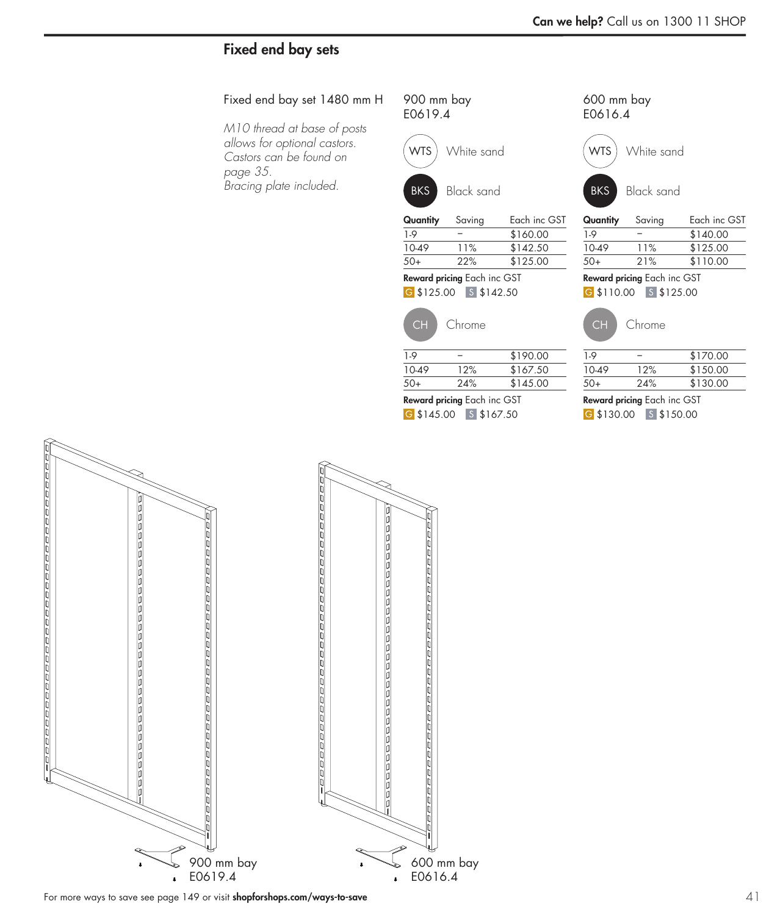## Fixed end bay sets

Fixed end bay set 1480 mm H

*M10 thread at base of posts allows for optional castors. Castors can be found on page 35.*
*Bracing plate included.*

### 900 mm bay
E0619.4

WTS White sand

BKS Black sand

| Quantity | Saving | Each inc GST |
|---|---|---|
| 1-9 | – | $160.00 |
| 10-49 | 11% | $142.50 |
| 50+ | 22% | $125.00 |

**Reward pricing** Each inc GST
G $125.00 S $142.50

CH Chrome

| Quantity | Saving | Each inc GST |
|---|---|---|
| 1-9 | – | $190.00 |
| 10-49 | 12% | $167.50 |
| 50+ | 24% | $145.00 |

**Reward pricing** Each inc GST
G $145.00 S $167.50

### 600 mm bay
E0616.4

WTS White sand

BKS Black sand

| Quantity | Saving | Each inc GST |
|---|---|---|
| 1-9 | – | $140.00 |
| 10-49 | 11% | $125.00 |
| 50+ | 21% | $110.00 |

**Reward pricing** Each inc GST
G $110.00 S $125.00

CH Chrome

| Quantity | Saving | Each inc GST |
|---|---|---|
| 1-9 | – | $170.00 |
| 10-49 | 12% | $150.00 |
| 50+ | 24% | $130.00 |

**Reward pricing** Each inc GST
G $130.00 S $150.00

900 mm bay
E0619.4

600 mm bay
E0616.4

For more ways to save see page 149 or visit **shopforshops.com/ways-to-save**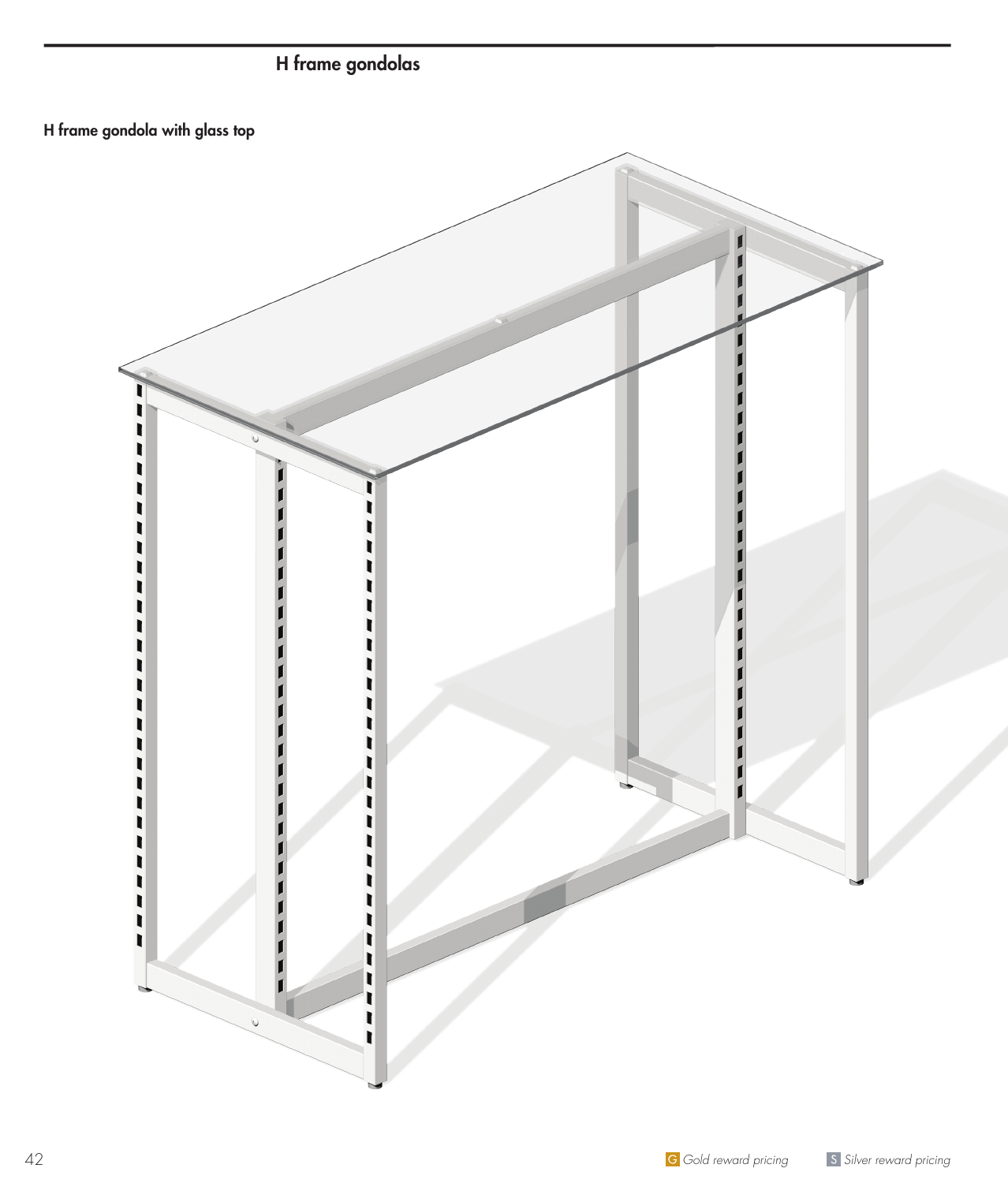## H frame gondolas

**H frame gondola with glass top**

G *Gold reward pricing* S *Silver reward pricing*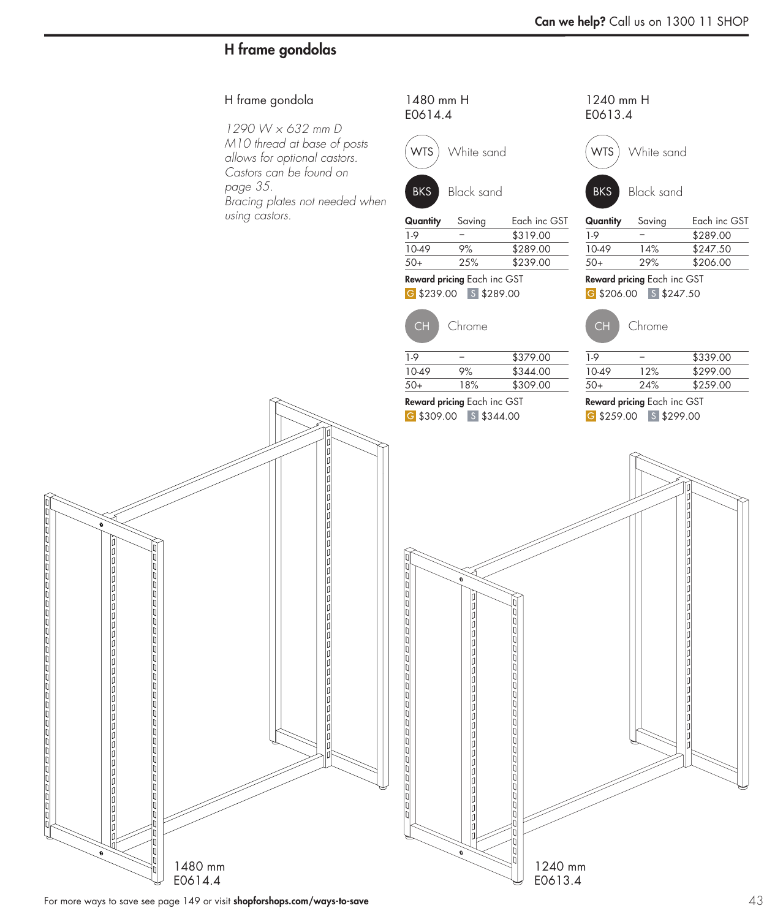## H frame gondolas

### H frame gondola

*1290 W x 632 mm D*
*M10 thread at base of posts allows for optional castors. Castors can be found on page 35.*
*Bracing plates not needed when using castors.*

### 1480 mm H
E0614.4

WTS White sand

BKS Black sand

| Quantity | Saving | Each inc GST |
|---|---|---|
| 1-9 | – | $319.00 |
| 10-49 | 9% | $289.00 |
| 50+ | 25% | $239.00 |

**Reward pricing** Each inc GST
G $239.00 S $289.00

CH Chrome

| Quantity | Saving | Each inc GST |
|---|---|---|
| 1-9 | – | $379.00 |
| 10-49 | 9% | $344.00 |
| 50+ | 18% | $309.00 |

**Reward pricing** Each inc GST
G $309.00 S $344.00

### 1240 mm H
E0613.4

WTS White sand

BKS Black sand

| Quantity | Saving | Each inc GST |
|---|---|---|
| 1-9 | – | $289.00 |
| 10-49 | 14% | $247.50 |
| 50+ | 29% | $206.00 |

**Reward pricing** Each inc GST
G $206.00 S $247.50

CH Chrome

| Quantity | Saving | Each inc GST |
|---|---|---|
| 1-9 | – | $339.00 |
| 10-49 | 12% | $299.00 |
| 50+ | 24% | $259.00 |

**Reward pricing** Each inc GST
G $259.00 S $299.00

1480 mm
E0614.4

1240 mm
E0613.4

For more ways to save see page 149 or visit **shopforshops.com/ways-to-save**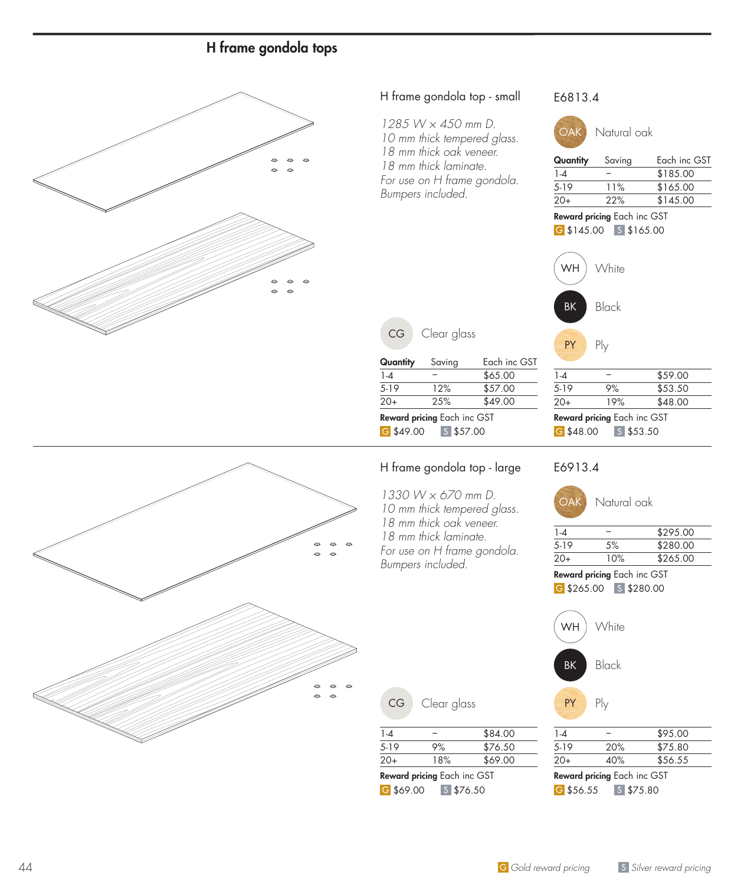# H frame gondola tops

## H frame gondola top - small

E6813.4

*1285 W x 450 mm D.*
*10 mm thick tempered glass.*
*18 mm thick oak veneer.*
*18 mm thick laminate.*
*For use on H frame gondola.*
*Bumpers included.*

**OAK** Natural oak

| Quantity | Saving | Each inc GST |
|---|---|---|
| 1-4 | – | $185.00 |
| 5-19 | 11% | $165.00 |
| 20+ | 22% | $145.00 |

**Reward pricing** Each inc GST
G $145.00 S $165.00

**CG** Clear glass

| Quantity | Saving | Each inc GST |
|---|---|---|
| 1-4 | – | $65.00 |
| 5-19 | 12% | $57.00 |
| 20+ | 25% | $49.00 |

**Reward pricing** Each inc GST
G $49.00 S $57.00

**WH** White
**BK** Black
**PY** Ply

| Quantity | Saving | Each inc GST |
|---|---|---|
| 1-4 | – | $59.00 |
| 5-19 | 9% | $53.50 |
| 20+ | 19% | $48.00 |

**Reward pricing** Each inc GST
G $48.00 S $53.50

## H frame gondola top - large

E6913.4

*1330 W x 670 mm D.*
*10 mm thick tempered glass.*
*18 mm thick oak veneer.*
*18 mm thick laminate.*
*For use on H frame gondola.*
*Bumpers included.*

**OAK** Natural oak

| Quantity | Saving | Each inc GST |
|---|---|---|
| 1-4 | – | $295.00 |
| 5-19 | 5% | $280.00 |
| 20+ | 10% | $265.00 |

**Reward pricing** Each inc GST
G $265.00 S $280.00

**CG** Clear glass

| Quantity | Saving | Each inc GST |
|---|---|---|
| 1-4 | – | $84.00 |
| 5-19 | 9% | $76.50 |
| 20+ | 18% | $69.00 |

**Reward pricing** Each inc GST
G $69.00 S $76.50

**WH** White
**BK** Black
**PY** Ply

| Quantity | Saving | Each inc GST |
|---|---|---|
| 1-4 | – | $95.00 |
| 5-19 | 20% | $75.80 |
| 20+ | 40% | $56.55 |

**Reward pricing** Each inc GST
G $56.55 S $75.80

G *Gold reward pricing* S *Silver reward pricing*